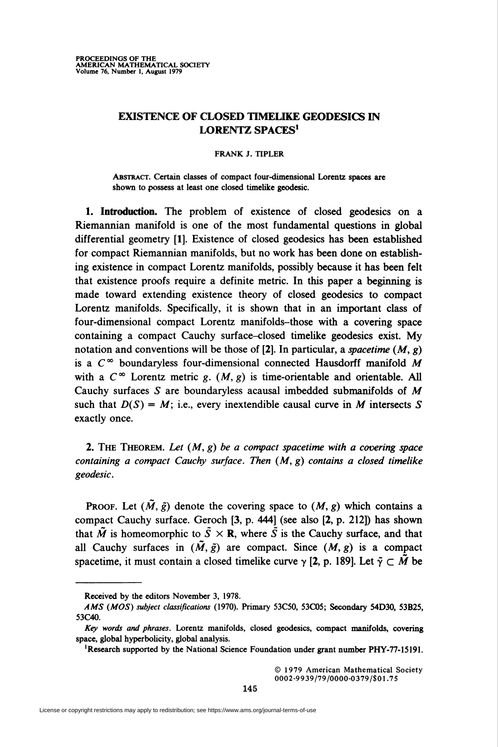# EXISTENCE OF CLOSED TIMELIKE GEODESICS IN LORENTZ SPACES[1]

FRANK J. TIPLER

ABSTRACT. Certain classes of compact four-dimensional Lorentz spaces are shown to possess at least one closed timelike geodesic.

**1. Introduction.** The problem of existence of closed geodesics on a Riemannian manifold is one of the most fundamental questions in global differential geometry **[1]**. Existence of closed geodesics has been established for compact Riemannian manifolds, but no work has been done on establishing existence in compact Lorentz manifolds, possibly because it has been felt that existence proofs require a definite metric. In this paper a beginning is made toward extending existence theory of closed geodesics to compact Lorentz manifolds. Specifically, it is shown that in an important class of four-dimensional compact Lorentz manifolds–those with a covering space containing a compact Cauchy surface–closed timelike geodesics exist. My notation and conventions will be those of **[2]**. In particular, a *spacetime* $(M, g)$ is a $C^\infty$ boundaryless four-dimensional connected Hausdorff manifold $M$ with a $C^\infty$ Lorentz metric $g$. $(M, g)$ is time-orientable and orientable. All Cauchy surfaces $S$ are boundaryless acausal imbedded submanifolds of $M$ such that $D(S) = M$; i.e., every inextendible causal curve in $M$ intersects $S$ exactly once.

**2. THE THEOREM.** *Let $(M, g)$ be a compact spacetime with a covering space containing a compact Cauchy surface. Then $(M, g)$ contains a closed timelike geodesic.*

PROOF. Let $(\tilde{M}, \tilde{g})$ denote the covering space to $(M, g)$ which contains a compact Cauchy surface. Geroch **[3**, p. 444**]** (see also **[2**, p. 212**]**) has shown that $\tilde{M}$ is homeomorphic to $\tilde{S} \times \mathbf{R}$, where $\tilde{S}$ is the Cauchy surface, and that all Cauchy surfaces in $(\tilde{M}, \tilde{g})$ are compact. Since $(M, g)$ is a compact spacetime, it must contain a closed timelike curve $\gamma$ **[2**, p. 189**]**. Let $\tilde{\gamma} \subset \tilde{M}$ be

---

Received by the editors November 3, 1978.

*AMS (MOS) subject classifications* (1970). Primary 53C50, 53C05; Secondary 54D30, 53B25, 53C40.

*Key words and phrases.* Lorentz manifolds, closed geodesics, compact manifolds, covering space, global hyperbolicity, global analysis.

[1]Research supported by the National Science Foundation under grant number PHY-77-15191.

© 1979 American Mathematical Society
0002-9939/79/0000-0379/$01.75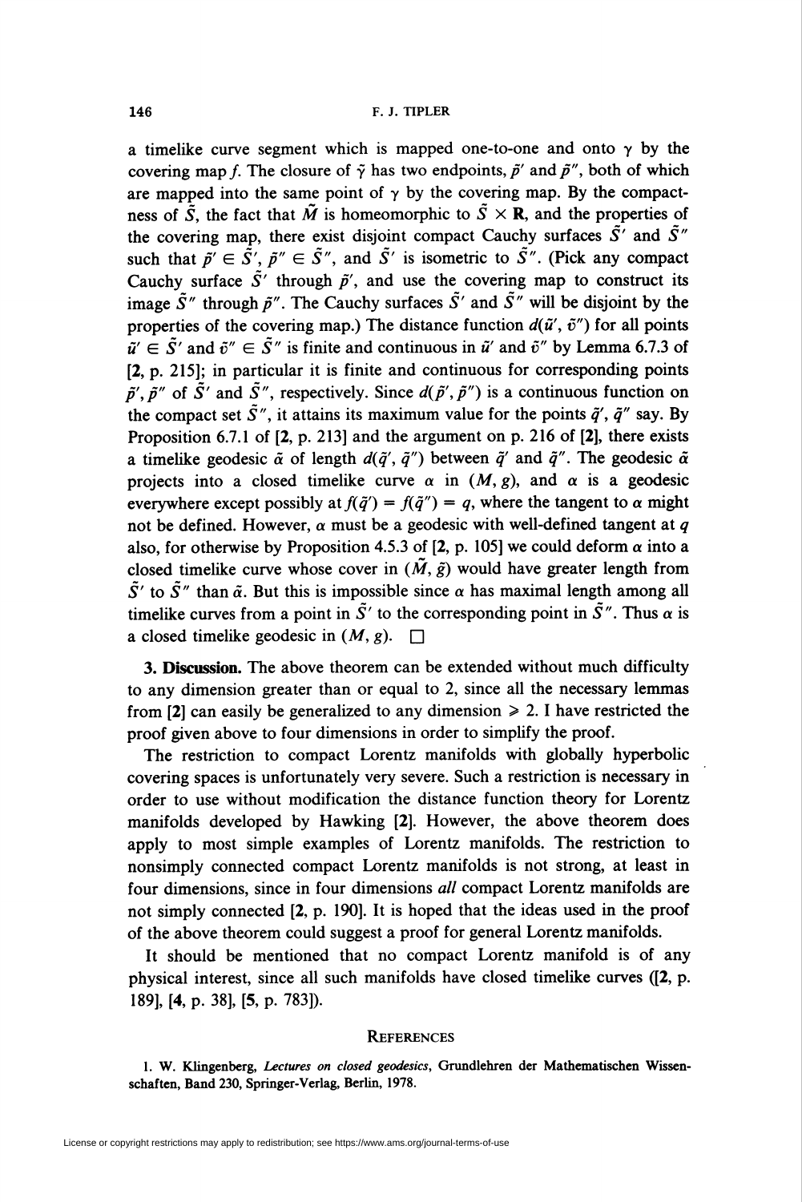a timelike curve segment which is mapped one-to-one and onto $\gamma$ by the covering map $f$. The closure of $\tilde{\gamma}$ has two endpoints, $\tilde{p}'$ and $\tilde{p}''$, both of which are mapped into the same point of $\gamma$ by the covering map. By the compactness of $\tilde{S}$, the fact that $\tilde{M}$ is homeomorphic to $\tilde{S} \times \mathbf{R}$, and the properties of the covering map, there exist disjoint compact Cauchy surfaces $\tilde{S}'$ and $\tilde{S}''$ such that $\tilde{p}' \in \tilde{S}'$, $\tilde{p}'' \in \tilde{S}''$, and $\tilde{S}'$ is isometric to $\tilde{S}''$. (Pick any compact Cauchy surface $\tilde{S}'$ through $\tilde{p}'$, and use the covering map to construct its image $\tilde{S}''$ through $\tilde{p}''$. The Cauchy surfaces $\tilde{S}'$ and $\tilde{S}''$ will be disjoint by the properties of the covering map.) The distance function $d(\tilde{u}', \tilde{v}'')$ for all points $\tilde{u}' \in \tilde{S}'$ and $\tilde{v}'' \in \tilde{S}''$ is finite and continuous in $\tilde{u}'$ and $\tilde{v}''$ by Lemma 6.7.3 of [**2**, p. 215]; in particular it is finite and continuous for corresponding points $\tilde{p}', \tilde{p}''$ of $\tilde{S}'$ and $\tilde{S}''$, respectively. Since $d(\tilde{p}', \tilde{p}'')$ is a continuous function on the compact set $\tilde{S}''$, it attains its maximum value for the points $\tilde{q}', \tilde{q}''$ say. By Proposition 6.7.1 of [**2**, p. 213] and the argument on p. 216 of [**2**], there exists a timelike geodesic $\tilde{\alpha}$ of length $d(\tilde{q}', \tilde{q}'')$ between $\tilde{q}'$ and $\tilde{q}''$. The geodesic $\tilde{\alpha}$ projects into a closed timelike curve $\alpha$ in $(M, g)$, and $\alpha$ is a geodesic everywhere except possibly at $f(\tilde{q}') = f(\tilde{q}'') = q$, where the tangent to $\alpha$ might not be defined. However, $\alpha$ must be a geodesic with well-defined tangent at $q$ also, for otherwise by Proposition 4.5.3 of [**2**, p. 105] we could deform $\alpha$ into a closed timelike curve whose cover in $(\tilde{M}, \tilde{g})$ would have greater length from $\tilde{S}'$ to $\tilde{S}''$ than $\tilde{\alpha}$. But this is impossible since $\alpha$ has maximal length among all timelike curves from a point in $\tilde{S}'$ to the corresponding point in $\tilde{S}''$. Thus $\alpha$ is a closed timelike geodesic in $(M, g)$. □

**3. Discussion.** The above theorem can be extended without much difficulty to any dimension greater than or equal to 2, since all the necessary lemmas from [**2**] can easily be generalized to any dimension $\geqslant 2$. I have restricted the proof given above to four dimensions in order to simplify the proof.

The restriction to compact Lorentz manifolds with globally hyperbolic covering spaces is unfortunately very severe. Such a restriction is necessary in order to use without modification the distance function theory for Lorentz manifolds developed by Hawking [**2**]. However, the above theorem does apply to most simple examples of Lorentz manifolds. The restriction to nonsimply connected compact Lorentz manifolds is not strong, at least in four dimensions, since in four dimensions *all* compact Lorentz manifolds are not simply connected [**2**, p. 190]. It is hoped that the ideas used in the proof of the above theorem could suggest a proof for general Lorentz manifolds.

It should be mentioned that no compact Lorentz manifold is of any physical interest, since all such manifolds have closed timelike curves ([**2**, p. 189], [**4**, p. 38], [**5**, p. 783]).

## References

1. W. Klingenberg, *Lectures on closed geodesics*, Grundlehren der Mathematischen Wissenschaften, Band 230, Springer-Verlag, Berlin, 1978.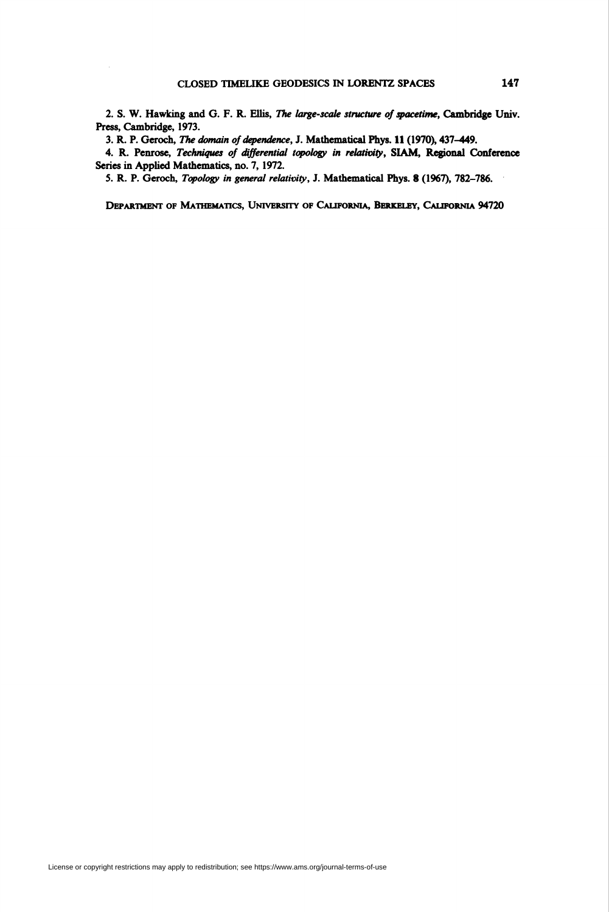2. S. W. Hawking and G. F. R. Ellis, *The large-scale structure of spacetime*, Cambridge Univ. Press, Cambridge, 1973.

3. R. P. Geroch, *The domain of dependence*, J. Mathematical Phys. **11** (1970), 437–449.

4. R. Penrose, *Techniques of differential topology in relativity*, SIAM, Regional Conference Series in Applied Mathematics, no. 7, 1972.

5. R. P. Geroch, *Topology in general relativity*, J. Mathematical Phys. **8** (1967), 782–786.

DEPARTMENT OF MATHEMATICS, UNIVERSITY OF CALIFORNIA, BERKELEY, CALIFORNIA 94720